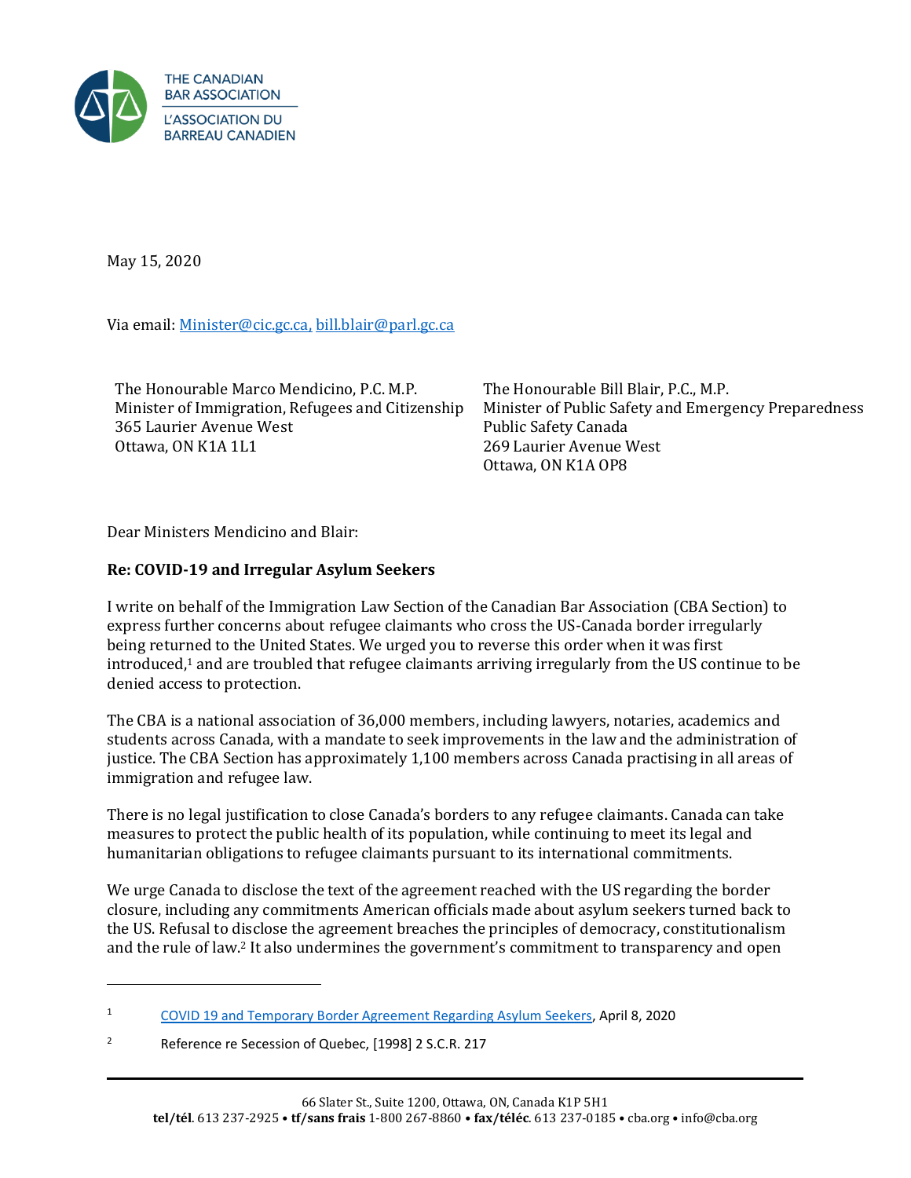THE CANADIAN BAR ASSOCIATION
L'ASSOCIATION DU BARREAU CANADIEN

May 15, 2020

Via email: Minister@cic.gc.ca, bill.blair@parl.gc.ca

The Honourable Marco Mendicino, P.C. M.P.
Minister of Immigration, Refugees and Citizenship
365 Laurier Avenue West
Ottawa, ON K1A 1L1

The Honourable Bill Blair, P.C., M.P.
Minister of Public Safety and Emergency Preparedness
Public Safety Canada
269 Laurier Avenue West
Ottawa, ON K1A OP8

Dear Ministers Mendicino and Blair:

**Re: COVID-19 and Irregular Asylum Seekers**

I write on behalf of the Immigration Law Section of the Canadian Bar Association (CBA Section) to express further concerns about refugee claimants who cross the US-Canada border irregularly being returned to the United States. We urged you to reverse this order when it was first introduced,[1] and are troubled that refugee claimants arriving irregularly from the US continue to be denied access to protection.

The CBA is a national association of 36,000 members, including lawyers, notaries, academics and students across Canada, with a mandate to seek improvements in the law and the administration of justice. The CBA Section has approximately 1,100 members across Canada practising in all areas of immigration and refugee law.

There is no legal justification to close Canada's borders to any refugee claimants. Canada can take measures to protect the public health of its population, while continuing to meet its legal and humanitarian obligations to refugee claimants pursuant to its international commitments.

We urge Canada to disclose the text of the agreement reached with the US regarding the border closure, including any commitments American officials made about asylum seekers turned back to the US. Refusal to disclose the agreement breaches the principles of democracy, constitutionalism and the rule of law.[2] It also undermines the government's commitment to transparency and open

[1] COVID 19 and Temporary Border Agreement Regarding Asylum Seekers, April 8, 2020

[2] Reference re Secession of Quebec, [1998] 2 S.C.R. 217

66 Slater St., Suite 1200, Ottawa, ON, Canada K1P 5H1
**tel/tél**. 613 237-2925 • **tf/sans frais** 1-800 267-8860 • **fax/téléc**. 613 237-0185 • cba.org • info@cba.org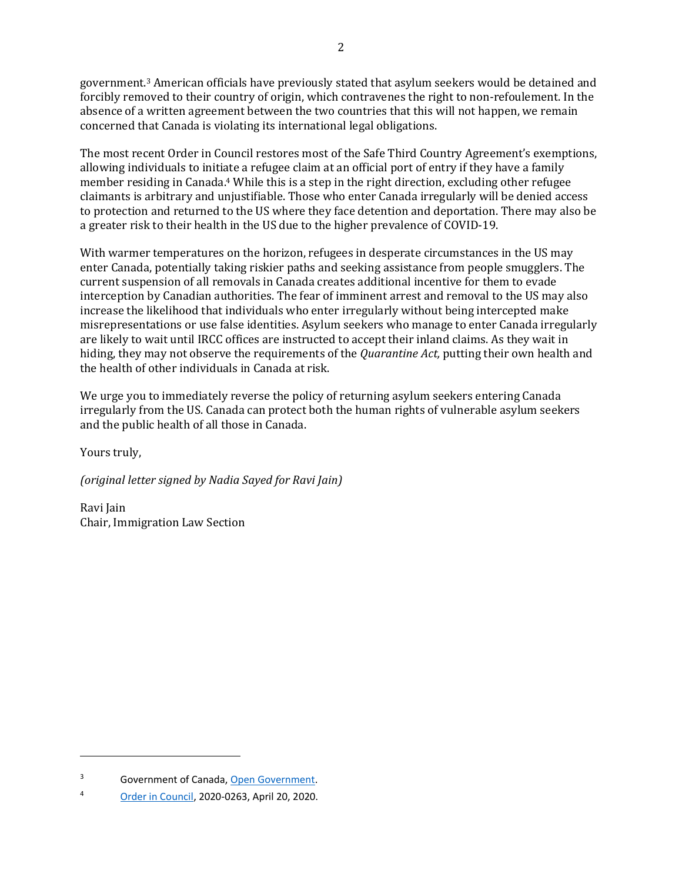government.[3] American officials have previously stated that asylum seekers would be detained and forcibly removed to their country of origin, which contravenes the right to non-refoulement. In the absence of a written agreement between the two countries that this will not happen, we remain concerned that Canada is violating its international legal obligations.

The most recent Order in Council restores most of the Safe Third Country Agreement's exemptions, allowing individuals to initiate a refugee claim at an official port of entry if they have a family member residing in Canada.[4] While this is a step in the right direction, excluding other refugee claimants is arbitrary and unjustifiable. Those who enter Canada irregularly will be denied access to protection and returned to the US where they face detention and deportation. There may also be a greater risk to their health in the US due to the higher prevalence of COVID-19.

With warmer temperatures on the horizon, refugees in desperate circumstances in the US may enter Canada, potentially taking riskier paths and seeking assistance from people smugglers. The current suspension of all removals in Canada creates additional incentive for them to evade interception by Canadian authorities. The fear of imminent arrest and removal to the US may also increase the likelihood that individuals who enter irregularly without being intercepted make misrepresentations or use false identities. Asylum seekers who manage to enter Canada irregularly are likely to wait until IRCC offices are instructed to accept their inland claims. As they wait in hiding, they may not observe the requirements of the *Quarantine Act,* putting their own health and the health of other individuals in Canada at risk.

We urge you to immediately reverse the policy of returning asylum seekers entering Canada irregularly from the US. Canada can protect both the human rights of vulnerable asylum seekers and the public health of all those in Canada.

Yours truly,

*(original letter signed by Nadia Sayed for Ravi Jain)*

Ravi Jain
Chair, Immigration Law Section

---

[3] Government of Canada, Open Government.

[4] Order in Council, 2020-0263, April 20, 2020.